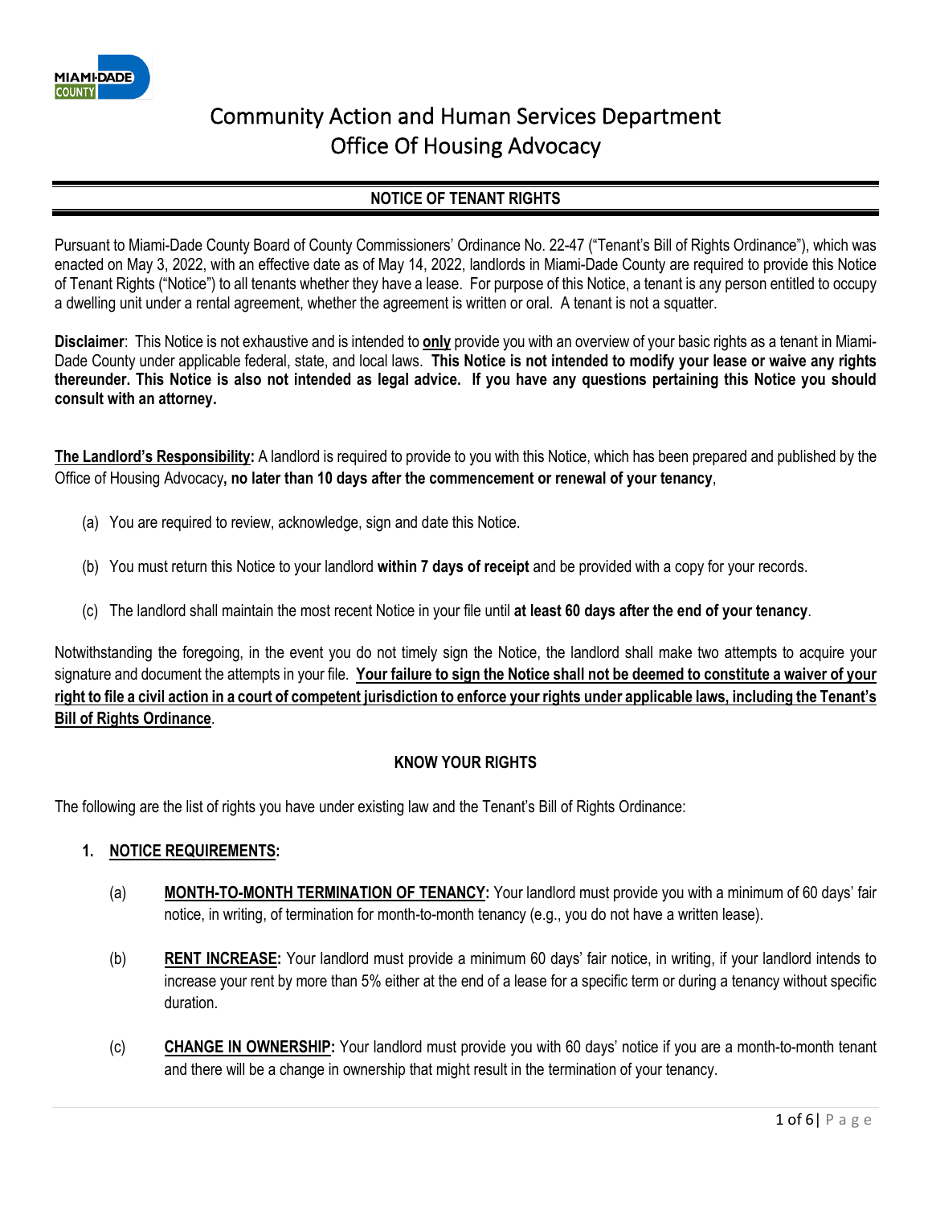# Community Action and Human Services Department
## Office Of Housing Advocacy

### NOTICE OF TENANT RIGHTS

Pursuant to Miami-Dade County Board of County Commissioners' Ordinance No. 22-47 ("Tenant's Bill of Rights Ordinance"), which was enacted on May 3, 2022, with an effective date as of May 14, 2022, landlords in Miami-Dade County are required to provide this Notice of Tenant Rights ("Notice") to all tenants whether they have a lease. For purpose of this Notice, a tenant is any person entitled to occupy a dwelling unit under a rental agreement, whether the agreement is written or oral. A tenant is not a squatter.

**Disclaimer**: This Notice is not exhaustive and is intended to **only** provide you with an overview of your basic rights as a tenant in Miami-Dade County under applicable federal, state, and local laws. **This Notice is not intended to modify your lease or waive any rights thereunder. This Notice is also not intended as legal advice. If you have any questions pertaining this Notice you should consult with an attorney.**

**The Landlord's Responsibility:** A landlord is required to provide to you with this Notice, which has been prepared and published by the Office of Housing Advocacy**, no later than 10 days after the commencement or renewal of your tenancy**,

(a) You are required to review, acknowledge, sign and date this Notice.

(b) You must return this Notice to your landlord **within 7 days of receipt** and be provided with a copy for your records.

(c) The landlord shall maintain the most recent Notice in your file until **at least 60 days after the end of your tenancy**.

Notwithstanding the foregoing, in the event you do not timely sign the Notice, the landlord shall make two attempts to acquire your signature and document the attempts in your file. **Your failure to sign the Notice shall not be deemed to constitute a waiver of your right to file a civil action in a court of competent jurisdiction to enforce your rights under applicable laws, including the Tenant's Bill of Rights Ordinance**.

### KNOW YOUR RIGHTS

The following are the list of rights you have under existing law and the Tenant's Bill of Rights Ordinance:

1. **NOTICE REQUIREMENTS:**

   (a) **MONTH-TO-MONTH TERMINATION OF TENANCY:** Your landlord must provide you with a minimum of 60 days' fair notice, in writing, of termination for month-to-month tenancy (e.g., you do not have a written lease).

   (b) **RENT INCREASE:** Your landlord must provide a minimum 60 days' fair notice, in writing, if your landlord intends to increase your rent by more than 5% either at the end of a lease for a specific term or during a tenancy without specific duration.

   (c) **CHANGE IN OWNERSHIP:** Your landlord must provide you with 60 days' notice if you are a month-to-month tenant and there will be a change in ownership that might result in the termination of your tenancy.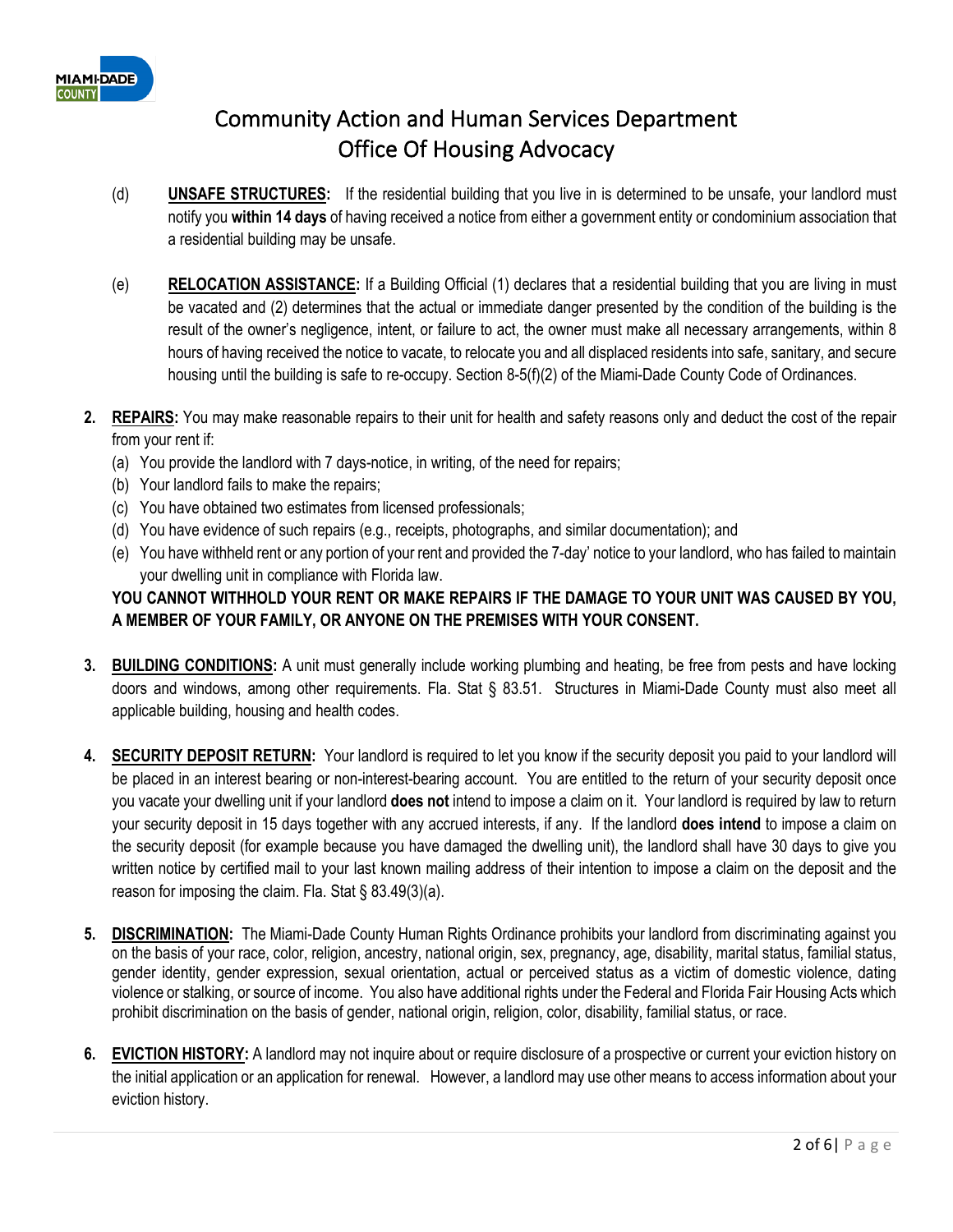# Community Action and Human Services Department
## Office Of Housing Advocacy

(d) **UNSAFE STRUCTURES:** If the residential building that you live in is determined to be unsafe, your landlord must notify you **within 14 days** of having received a notice from either a government entity or condominium association that a residential building may be unsafe.

(e) **RELOCATION ASSISTANCE:** If a Building Official (1) declares that a residential building that you are living in must be vacated and (2) determines that the actual or immediate danger presented by the condition of the building is the result of the owner's negligence, intent, or failure to act, the owner must make all necessary arrangements, within 8 hours of having received the notice to vacate, to relocate you and all displaced residents into safe, sanitary, and secure housing until the building is safe to re-occupy. Section 8-5(f)(2) of the Miami-Dade County Code of Ordinances.

2. **REPAIRS:** You may make reasonable repairs to their unit for health and safety reasons only and deduct the cost of the repair from your rent if:
   (a) You provide the landlord with 7 days-notice, in writing, of the need for repairs;
   (b) Your landlord fails to make the repairs;
   (c) You have obtained two estimates from licensed professionals;
   (d) You have evidence of such repairs (e.g., receipts, photographs, and similar documentation); and
   (e) You have withheld rent or any portion of your rent and provided the 7-day' notice to your landlord, who has failed to maintain your dwelling unit in compliance with Florida law.

   **YOU CANNOT WITHHOLD YOUR RENT OR MAKE REPAIRS IF THE DAMAGE TO YOUR UNIT WAS CAUSED BY YOU, A MEMBER OF YOUR FAMILY, OR ANYONE ON THE PREMISES WITH YOUR CONSENT.**

3. **BUILDING CONDITIONS:** A unit must generally include working plumbing and heating, be free from pests and have locking doors and windows, among other requirements. Fla. Stat § 83.51. Structures in Miami-Dade County must also meet all applicable building, housing and health codes.

4. **SECURITY DEPOSIT RETURN:** Your landlord is required to let you know if the security deposit you paid to your landlord will be placed in an interest bearing or non-interest-bearing account. You are entitled to the return of your security deposit once you vacate your dwelling unit if your landlord **does not** intend to impose a claim on it. Your landlord is required by law to return your security deposit in 15 days together with any accrued interests, if any. If the landlord **does intend** to impose a claim on the security deposit (for example because you have damaged the dwelling unit), the landlord shall have 30 days to give you written notice by certified mail to your last known mailing address of their intention to impose a claim on the deposit and the reason for imposing the claim. Fla. Stat § 83.49(3)(a).

5. **DISCRIMINATION:** The Miami-Dade County Human Rights Ordinance prohibits your landlord from discriminating against you on the basis of your race, color, religion, ancestry, national origin, sex, pregnancy, age, disability, marital status, familial status, gender identity, gender expression, sexual orientation, actual or perceived status as a victim of domestic violence, dating violence or stalking, or source of income. You also have additional rights under the Federal and Florida Fair Housing Acts which prohibit discrimination on the basis of gender, national origin, religion, color, disability, familial status, or race.

6. **EVICTION HISTORY:** A landlord may not inquire about or require disclosure of a prospective or current your eviction history on the initial application or an application for renewal. However, a landlord may use other means to access information about your eviction history.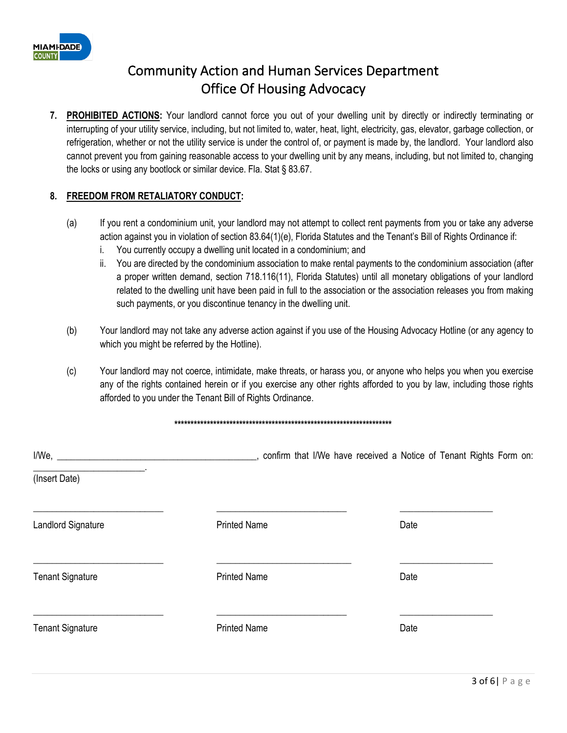# Community Action and Human Services Department
## Office Of Housing Advocacy

7. **PROHIBITED ACTIONS:** Your landlord cannot force you out of your dwelling unit by directly or indirectly terminating or interrupting of your utility service, including, but not limited to, water, heat, light, electricity, gas, elevator, garbage collection, or refrigeration, whether or not the utility service is under the control of, or payment is made by, the landlord. Your landlord also cannot prevent you from gaining reasonable access to your dwelling unit by any means, including, but not limited to, changing the locks or using any bootlock or similar device. Fla. Stat § 83.67.

8. **FREEDOM FROM RETALIATORY CONDUCT:**

   (a) If you rent a condominium unit, your landlord may not attempt to collect rent payments from you or take any adverse action against you in violation of section 83.64(1)(e), Florida Statutes and the Tenant's Bill of Rights Ordinance if:
   
   i. You currently occupy a dwelling unit located in a condominium; and
   
   ii. You are directed by the condominium association to make rental payments to the condominium association (after a proper written demand, section 718.116(11), Florida Statutes) until all monetary obligations of your landlord related to the dwelling unit have been paid in full to the association or the association releases you from making such payments, or you discontinue tenancy in the dwelling unit.

   (b) Your landlord may not take any adverse action against if you use of the Housing Advocacy Hotline (or any agency to which you might be referred by the Hotline).

   (c) Your landlord may not coerce, intimidate, make threats, or harass you, or anyone who helps you when you exercise any of the rights contained herein or if you exercise any other rights afforded to you by law, including those rights afforded to you under the Tenant Bill of Rights Ordinance.

**********************************************************************

I/We, __________________________________________, confirm that I/We have received a Notice of Tenant Rights Form on: _______________________.
(Insert Date)

| ___________________________ | ___________________________ | ____________________ |
|---|---|---|
| Landlord Signature | Printed Name | Date |
| ___________________________ | ___________________________ | ____________________ |
| Tenant Signature | Printed Name | Date |
| ___________________________ | ___________________________ | ____________________ |
| Tenant Signature | Printed Name | Date |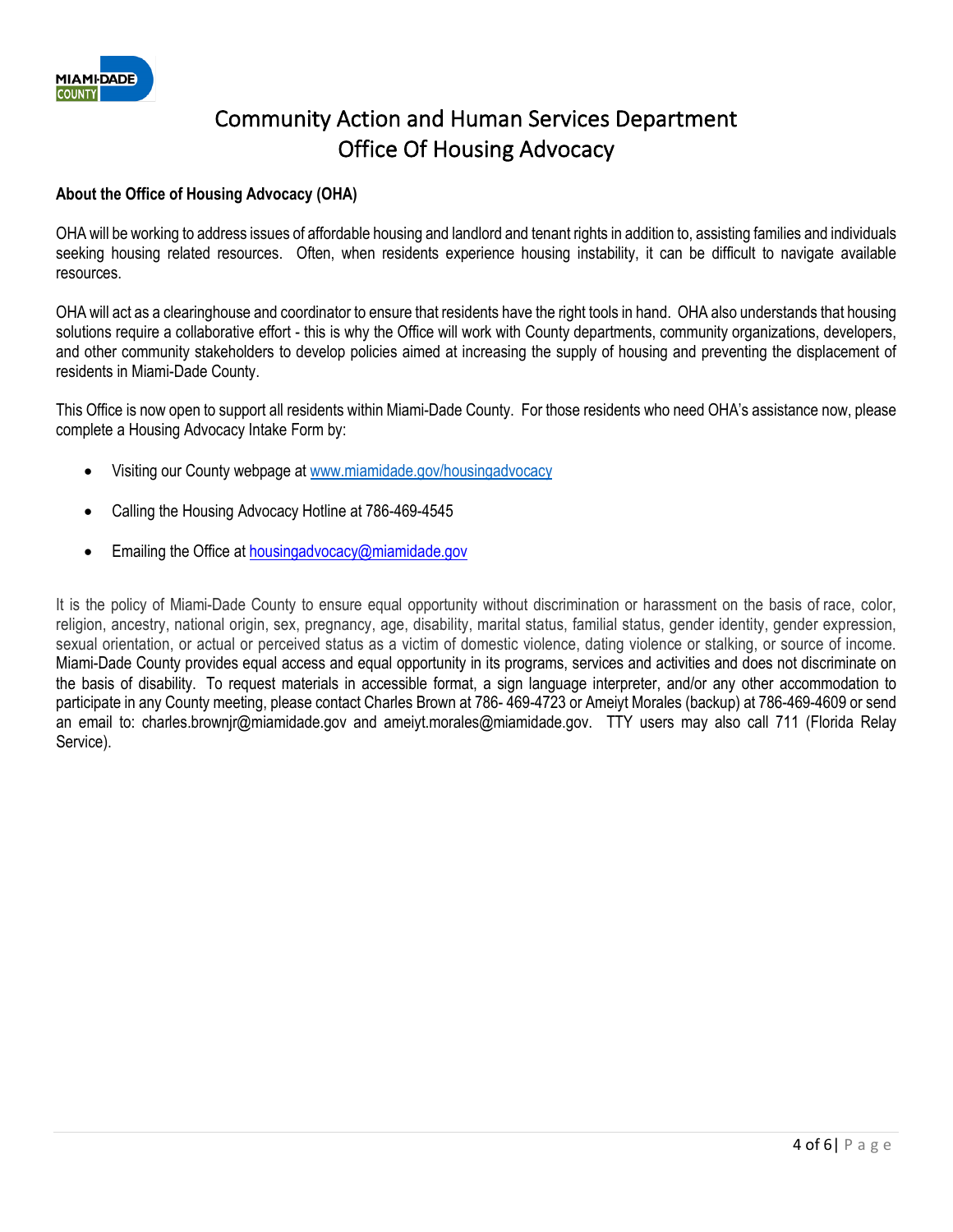# Community Action and Human Services Department
# Office Of Housing Advocacy

**About the Office of Housing Advocacy (OHA)**

OHA will be working to address issues of affordable housing and landlord and tenant rights in addition to, assisting families and individuals seeking housing related resources. Often, when residents experience housing instability, it can be difficult to navigate available resources.

OHA will act as a clearinghouse and coordinator to ensure that residents have the right tools in hand. OHA also understands that housing solutions require a collaborative effort - this is why the Office will work with County departments, community organizations, developers, and other community stakeholders to develop policies aimed at increasing the supply of housing and preventing the displacement of residents in Miami-Dade County.

This Office is now open to support all residents within Miami-Dade County. For those residents who need OHA's assistance now, please complete a Housing Advocacy Intake Form by:

- Visiting our County webpage at www.miamidade.gov/housingadvocacy
- Calling the Housing Advocacy Hotline at 786-469-4545
- Emailing the Office at housingadvocacy@miamidade.gov

It is the policy of Miami-Dade County to ensure equal opportunity without discrimination or harassment on the basis of race, color, religion, ancestry, national origin, sex, pregnancy, age, disability, marital status, familial status, gender identity, gender expression, sexual orientation, or actual or perceived status as a victim of domestic violence, dating violence or stalking, or source of income. Miami-Dade County provides equal access and equal opportunity in its programs, services and activities and does not discriminate on the basis of disability. To request materials in accessible format, a sign language interpreter, and/or any other accommodation to participate in any County meeting, please contact Charles Brown at 786- 469-4723 or Ameiyt Morales (backup) at 786-469-4609 or send an email to: charles.brownjr@miamidade.gov and ameiyt.morales@miamidade.gov. TTY users may also call 711 (Florida Relay Service).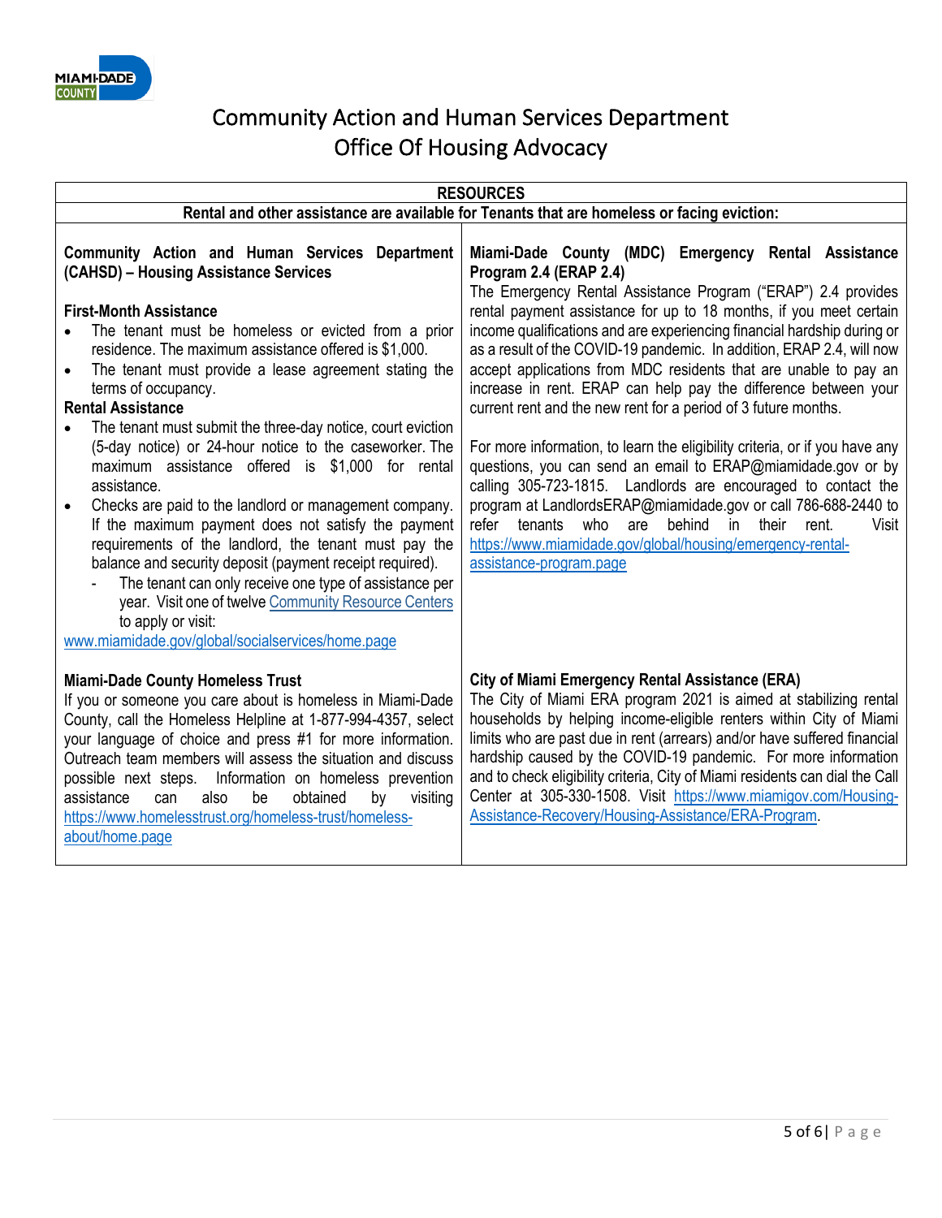# Community Action and Human Services Department
## Office Of Housing Advocacy

### RESOURCES

**Rental and other assistance are available for Tenants that are homeless or facing eviction:**

**Community Action and Human Services Department (CAHSD) – Housing Assistance Services**

**First-Month Assistance**

- The tenant must be homeless or evicted from a prior residence. The maximum assistance offered is $1,000.
- The tenant must provide a lease agreement stating the terms of occupancy.

**Rental Assistance**

- The tenant must submit the three-day notice, court eviction (5-day notice) or 24-hour notice to the caseworker. The maximum assistance offered is $1,000 for rental assistance.
- Checks are paid to the landlord or management company. If the maximum payment does not satisfy the payment requirements of the landlord, the tenant must pay the balance and security deposit (payment receipt required).
    - The tenant can only receive one type of assistance per year. Visit one of twelve Community Resource Centers to apply or visit:

www.miamidade.gov/global/socialservices/home.page

**Miami-Dade County (MDC) Emergency Rental Assistance Program 2.4 (ERAP 2.4)**

The Emergency Rental Assistance Program ("ERAP") 2.4 provides rental payment assistance for up to 18 months, if you meet certain income qualifications and are experiencing financial hardship during or as a result of the COVID-19 pandemic. In addition, ERAP 2.4, will now accept applications from MDC residents that are unable to pay an increase in rent. ERAP can help pay the difference between your current rent and the new rent for a period of 3 future months.

For more information, to learn the eligibility criteria, or if you have any questions, you can send an email to ERAP@miamidade.gov or by calling 305-723-1815. Landlords are encouraged to contact the program at LandlordsERAP@miamidade.gov or call 786-688-2440 to refer tenants who are behind in their rent. Visit https://www.miamidade.gov/global/housing/emergency-rental-assistance-program.page

**Miami-Dade County Homeless Trust**

If you or someone you care about is homeless in Miami-Dade County, call the Homeless Helpline at 1-877-994-4357, select your language of choice and press #1 for more information. Outreach team members will assess the situation and discuss possible next steps. Information on homeless prevention assistance can also be obtained by visiting https://www.homelesstrust.org/homeless-trust/homeless-about/home.page

**City of Miami Emergency Rental Assistance (ERA)**

The City of Miami ERA program 2021 is aimed at stabilizing rental households by helping income-eligible renters within City of Miami limits who are past due in rent (arrears) and/or have suffered financial hardship caused by the COVID-19 pandemic. For more information and to check eligibility criteria, City of Miami residents can dial the Call Center at 305-330-1508. Visit https://www.miamigov.com/Housing-Assistance-Recovery/Housing-Assistance/ERA-Program.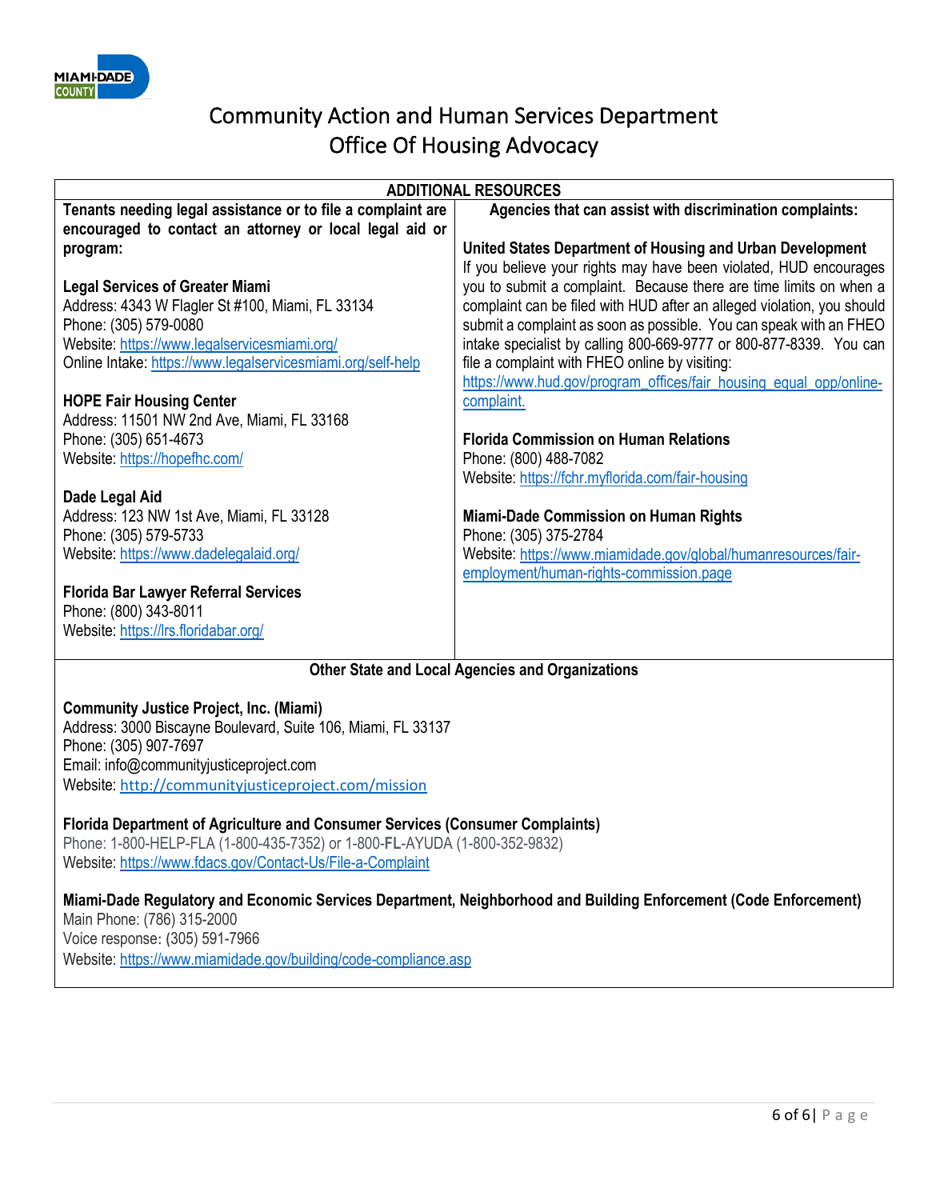# Community Action and Human Services Department
## Office Of Housing Advocacy

### ADDITIONAL RESOURCES

**Tenants needing legal assistance or to file a complaint are encouraged to contact an attorney or local legal aid or program:**

**Legal Services of Greater Miami**
Address: 4343 W Flagler St #100, Miami, FL 33134
Phone: (305) 579-0080
Website: https://www.legalservicesmiami.org/
Online Intake: https://www.legalservicesmiami.org/self-help

**HOPE Fair Housing Center**
Address: 11501 NW 2nd Ave, Miami, FL 33168
Phone: (305) 651-4673
Website: https://hopefhc.com/

**Dade Legal Aid**
Address: 123 NW 1st Ave, Miami, FL 33128
Phone: (305) 579-5733
Website: https://www.dadelegalaid.org/

**Florida Bar Lawyer Referral Services**
Phone: (800) 343-8011
Website: https://lrs.floridabar.org/

**Agencies that can assist with discrimination complaints:**

**United States Department of Housing and Urban Development**
If you believe your rights may have been violated, HUD encourages you to submit a complaint. Because there are time limits on when a complaint can be filed with HUD after an alleged violation, you should submit a complaint as soon as possible. You can speak with an FHEO intake specialist by calling 800-669-9777 or 800-877-8339. You can file a complaint with FHEO online by visiting: https://www.hud.gov/program_offices/fair_housing_equal_opp/online-complaint.

**Florida Commission on Human Relations**
Phone: (800) 488-7082
Website: https://fchr.myflorida.com/fair-housing

**Miami-Dade Commission on Human Rights**
Phone: (305) 375-2784
Website: https://www.miamidade.gov/global/humanresources/fair-employment/human-rights-commission.page

### Other State and Local Agencies and Organizations

**Community Justice Project, Inc. (Miami)**
Address: 3000 Biscayne Boulevard, Suite 106, Miami, FL 33137
Phone: (305) 907-7697
Email: info@communityjusticeproject.com
Website: http://communityjusticeproject.com/mission

**Florida Department of Agriculture and Consumer Services (Consumer Complaints)**
Phone: 1-800-HELP-FLA (1-800-435-7352) or 1-800-**FL**-AYUDA (1-800-352-9832)
Website: https://www.fdacs.gov/Contact-Us/File-a-Complaint

**Miami-Dade Regulatory and Economic Services Department, Neighborhood and Building Enforcement (Code Enforcement)**
Main Phone: (786) 315-2000
Voice response: (305) 591-7966
Website: https://www.miamidade.gov/building/code-compliance.asp